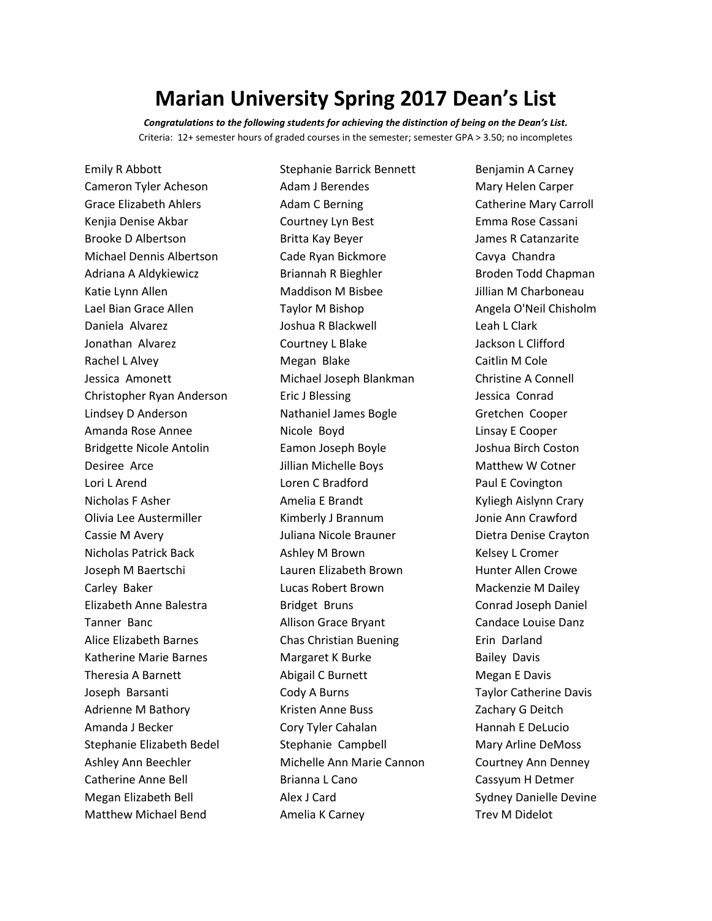# Marian University Spring 2017 Dean's List

***Congratulations to the following students for achieving the distinction of being on the Dean's List.***

Criteria: 12+ semester hours of graded courses in the semester; semester GPA > 3.50; no incompletes

Emily R Abbott
Cameron Tyler Acheson
Grace Elizabeth Ahlers
Kenjia Denise Akbar
Brooke D Albertson
Michael Dennis Albertson
Adriana A Aldykiewicz
Katie Lynn Allen
Lael Bian Grace Allen
Daniela Alvarez
Jonathan Alvarez
Rachel L Alvey
Jessica Amonett
Christopher Ryan Anderson
Lindsey D Anderson
Amanda Rose Annee
Bridgette Nicole Antolin
Desiree Arce
Lori L Arend
Nicholas F Asher
Olivia Lee Austermiller
Cassie M Avery
Nicholas Patrick Back
Joseph M Baertschi
Carley Baker
Elizabeth Anne Balestra
Tanner Banc
Alice Elizabeth Barnes
Katherine Marie Barnes
Theresia A Barnett
Joseph Barsanti
Adrienne M Bathory
Amanda J Becker
Stephanie Elizabeth Bedel
Ashley Ann Beechler
Catherine Anne Bell
Megan Elizabeth Bell
Matthew Michael Bend
Stephanie Barrick Bennett
Adam J Berendes
Adam C Berning
Courtney Lyn Best
Britta Kay Beyer
Cade Ryan Bickmore
Briannah R Bieghler
Maddison M Bisbee
Taylor M Bishop
Joshua R Blackwell
Courtney L Blake
Megan Blake
Michael Joseph Blankman
Eric J Blessing
Nathaniel James Bogle
Nicole Boyd
Eamon Joseph Boyle
Jillian Michelle Boys
Loren C Bradford
Amelia E Brandt
Kimberly J Brannum
Juliana Nicole Brauner
Ashley M Brown
Lauren Elizabeth Brown
Lucas Robert Brown
Bridget Bruns
Allison Grace Bryant
Chas Christian Buening
Margaret K Burke
Abigail C Burnett
Cody A Burns
Kristen Anne Buss
Cory Tyler Cahalan
Stephanie Campbell
Michelle Ann Marie Cannon
Brianna L Cano
Alex J Card
Amelia K Carney
Benjamin A Carney
Mary Helen Carper
Catherine Mary Carroll
Emma Rose Cassani
James R Catanzarite
Cavya Chandra
Broden Todd Chapman
Jillian M Charboneau
Angela O'Neil Chisholm
Leah L Clark
Jackson L Clifford
Caitlin M Cole
Christine A Connell
Jessica Conrad
Gretchen Cooper
Linsay E Cooper
Joshua Birch Coston
Matthew W Cotner
Paul E Covington
Kyliegh Aislynn Crary
Jonie Ann Crawford
Dietra Denise Crayton
Kelsey L Cromer
Hunter Allen Crowe
Mackenzie M Dailey
Conrad Joseph Daniel
Candace Louise Danz
Erin Darland
Bailey Davis
Megan E Davis
Taylor Catherine Davis
Zachary G Deitch
Hannah E DeLucio
Mary Arline DeMoss
Courtney Ann Denney
Cassyum H Detmer
Sydney Danielle Devine
Trev M Didelot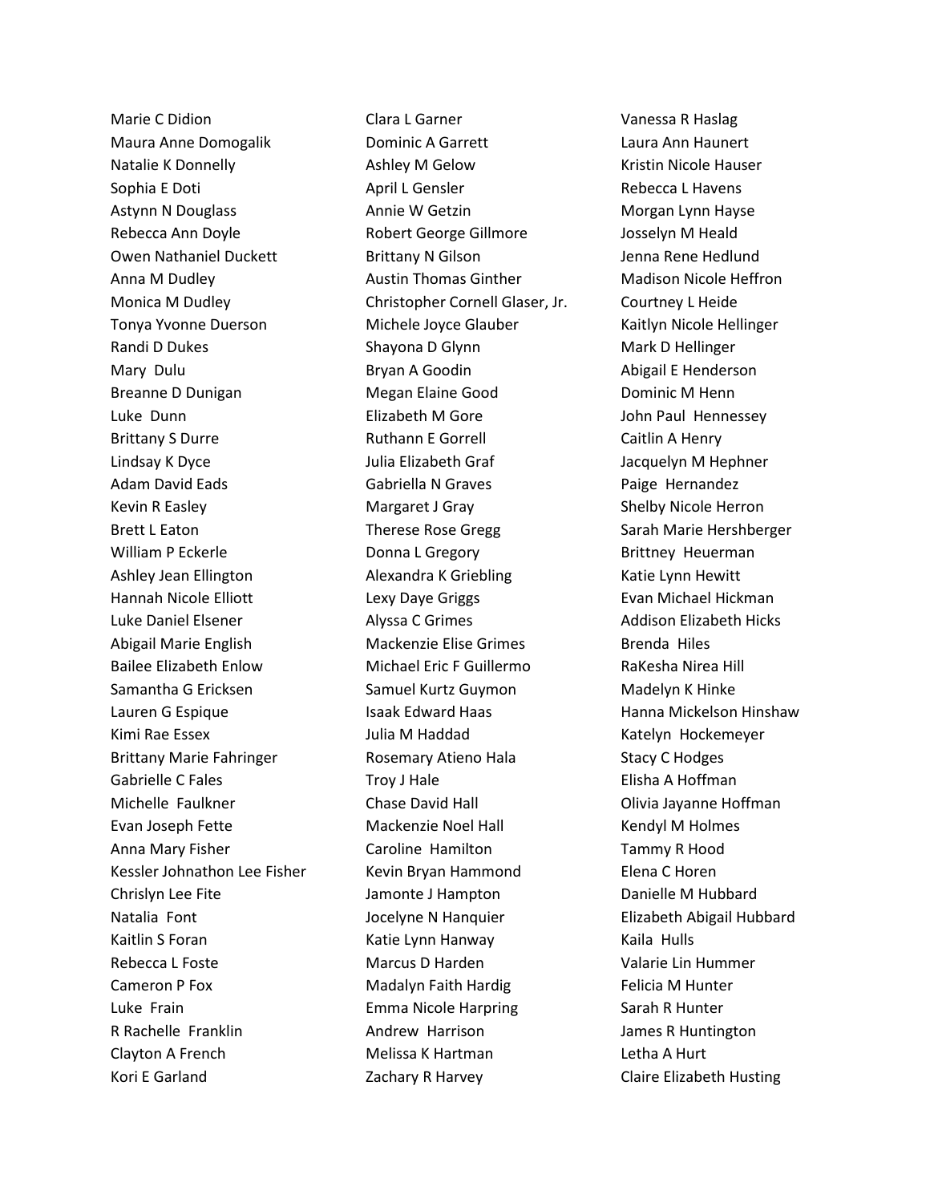Marie C Didion
Maura Anne Domogalik
Natalie K Donnelly
Sophia E Doti
Astynn N Douglass
Rebecca Ann Doyle
Owen Nathaniel Duckett
Anna M Dudley
Monica M Dudley
Tonya Yvonne Duerson
Randi D Dukes
Mary Dulu
Breanne D Dunigan
Luke Dunn
Brittany S Durre
Lindsay K Dyce
Adam David Eads
Kevin R Easley
Brett L Eaton
William P Eckerle
Ashley Jean Ellington
Hannah Nicole Elliott
Luke Daniel Elsener
Abigail Marie English
Bailee Elizabeth Enlow
Samantha G Ericksen
Lauren G Espique
Kimi Rae Essex
Brittany Marie Fahringer
Gabrielle C Fales
Michelle Faulkner
Evan Joseph Fette
Anna Mary Fisher
Kessler Johnathon Lee Fisher
Chrislyn Lee Fite
Natalia Font
Kaitlin S Foran
Rebecca L Foste
Cameron P Fox
Luke Frain
R Rachelle Franklin
Clayton A French
Kori E Garland
Clara L Garner
Dominic A Garrett
Ashley M Gelow
April L Gensler
Annie W Getzin
Robert George Gillmore
Brittany N Gilson
Austin Thomas Ginther
Christopher Cornell Glaser, Jr.
Michele Joyce Glauber
Shayona D Glynn
Bryan A Goodin
Megan Elaine Good
Elizabeth M Gore
Ruthann E Gorrell
Julia Elizabeth Graf
Gabriella N Graves
Margaret J Gray
Therese Rose Gregg
Donna L Gregory
Alexandra K Griebling
Lexy Daye Griggs
Alyssa C Grimes
Mackenzie Elise Grimes
Michael Eric F Guillermo
Samuel Kurtz Guymon
Isaak Edward Haas
Julia M Haddad
Rosemary Atieno Hala
Troy J Hale
Chase David Hall
Mackenzie Noel Hall
Caroline Hamilton
Kevin Bryan Hammond
Jamonte J Hampton
Jocelyne N Hanquier
Katie Lynn Hanway
Marcus D Harden
Madalyn Faith Hardig
Emma Nicole Harpring
Andrew Harrison
Melissa K Hartman
Zachary R Harvey
Vanessa R Haslag
Laura Ann Haunert
Kristin Nicole Hauser
Rebecca L Havens
Morgan Lynn Hayse
Josselyn M Heald
Jenna Rene Hedlund
Madison Nicole Heffron
Courtney L Heide
Kaitlyn Nicole Hellinger
Mark D Hellinger
Abigail E Henderson
Dominic M Henn
John Paul Hennessey
Caitlin A Henry
Jacquelyn M Hephner
Paige Hernandez
Shelby Nicole Herron
Sarah Marie Hershberger
Brittney Heuerman
Katie Lynn Hewitt
Evan Michael Hickman
Addison Elizabeth Hicks
Brenda Hiles
RaKesha Nirea Hill
Madelyn K Hinke
Hanna Mickelson Hinshaw
Katelyn Hockemeyer
Stacy C Hodges
Elisha A Hoffman
Olivia Jayanne Hoffman
Kendyl M Holmes
Tammy R Hood
Elena C Horen
Danielle M Hubbard
Elizabeth Abigail Hubbard
Kaila Hulls
Valarie Lin Hummer
Felicia M Hunter
Sarah R Hunter
James R Huntington
Letha A Hurt
Claire Elizabeth Husting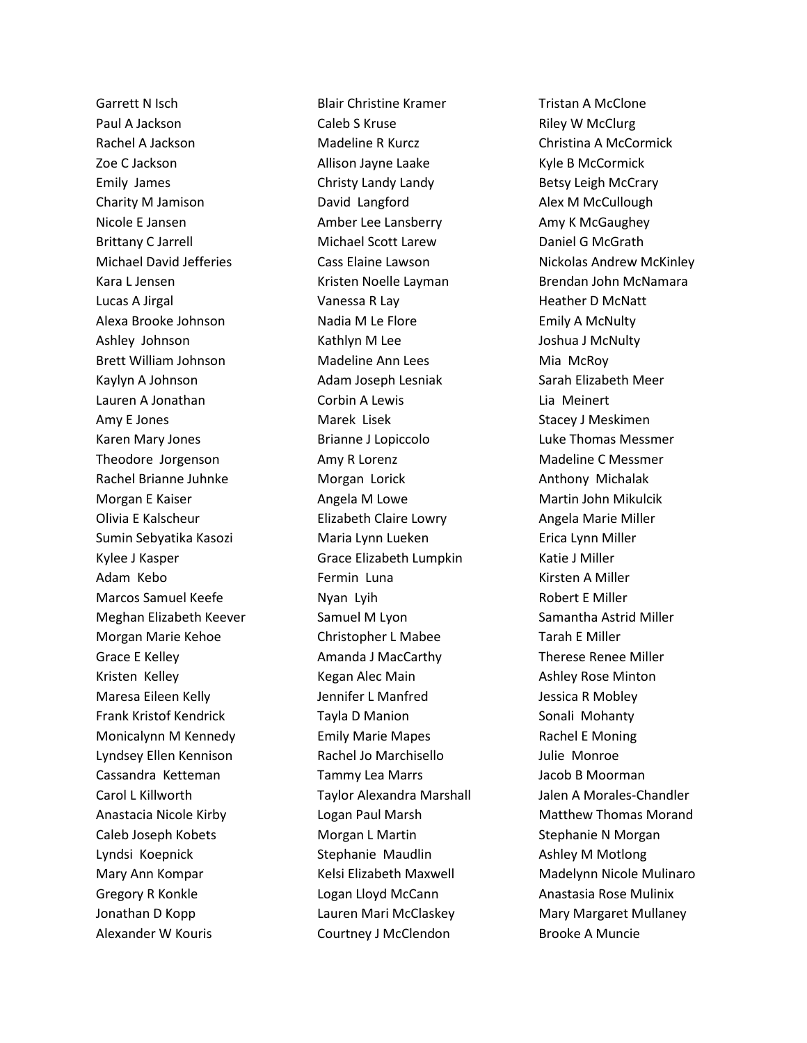Garrett N Isch
Paul A Jackson
Rachel A Jackson
Zoe C Jackson
Emily James
Charity M Jamison
Nicole E Jansen
Brittany C Jarrell
Michael David Jefferies
Kara L Jensen
Lucas A Jirgal
Alexa Brooke Johnson
Ashley Johnson
Brett William Johnson
Kaylyn A Johnson
Lauren A Jonathan
Amy E Jones
Karen Mary Jones
Theodore Jorgenson
Rachel Brianne Juhnke
Morgan E Kaiser
Olivia E Kalscheur
Sumin Sebyatika Kasozi
Kylee J Kasper
Adam Kebo
Marcos Samuel Keefe
Meghan Elizabeth Keever
Morgan Marie Kehoe
Grace E Kelley
Kristen Kelley
Maresa Eileen Kelly
Frank Kristof Kendrick
Monicalynn M Kennedy
Lyndsey Ellen Kennison
Cassandra Ketteman
Carol L Killworth
Anastacia Nicole Kirby
Caleb Joseph Kobets
Lyndsi Koepnick
Mary Ann Kompar
Gregory R Konkle
Jonathan D Kopp
Alexander W Kouris
Blair Christine Kramer
Caleb S Kruse
Madeline R Kurcz
Allison Jayne Laake
Christy Landy Landy
David Langford
Amber Lee Lansberry
Michael Scott Larew
Cass Elaine Lawson
Kristen Noelle Layman
Vanessa R Lay
Nadia M Le Flore
Kathlyn M Lee
Madeline Ann Lees
Adam Joseph Lesniak
Corbin A Lewis
Marek Lisek
Brianne J Lopiccolo
Amy R Lorenz
Morgan Lorick
Angela M Lowe
Elizabeth Claire Lowry
Maria Lynn Lueken
Grace Elizabeth Lumpkin
Fermin Luna
Nyan Lyih
Samuel M Lyon
Christopher L Mabee
Amanda J MacCarthy
Kegan Alec Main
Jennifer L Manfred
Tayla D Manion
Emily Marie Mapes
Rachel Jo Marchisello
Tammy Lea Marrs
Taylor Alexandra Marshall
Logan Paul Marsh
Morgan L Martin
Stephanie Maudlin
Kelsi Elizabeth Maxwell
Logan Lloyd McCann
Lauren Mari McClaskey
Courtney J McClendon
Tristan A McClone
Riley W McClurg
Christina A McCormick
Kyle B McCormick
Betsy Leigh McCrary
Alex M McCullough
Amy K McGaughey
Daniel G McGrath
Nickolas Andrew McKinley
Brendan John McNamara
Heather D McNatt
Emily A McNulty
Joshua J McNulty
Mia McRoy
Sarah Elizabeth Meer
Lia Meinert
Stacey J Meskimen
Luke Thomas Messmer
Madeline C Messmer
Anthony Michalak
Martin John Mikulcik
Angela Marie Miller
Erica Lynn Miller
Katie J Miller
Kirsten A Miller
Robert E Miller
Samantha Astrid Miller
Tarah E Miller
Therese Renee Miller
Ashley Rose Minton
Jessica R Mobley
Sonali Mohanty
Rachel E Moning
Julie Monroe
Jacob B Moorman
Jalen A Morales-Chandler
Matthew Thomas Morand
Stephanie N Morgan
Ashley M Motlong
Madelynn Nicole Mulinaro
Anastasia Rose Mulinix
Mary Margaret Mullaney
Brooke A Muncie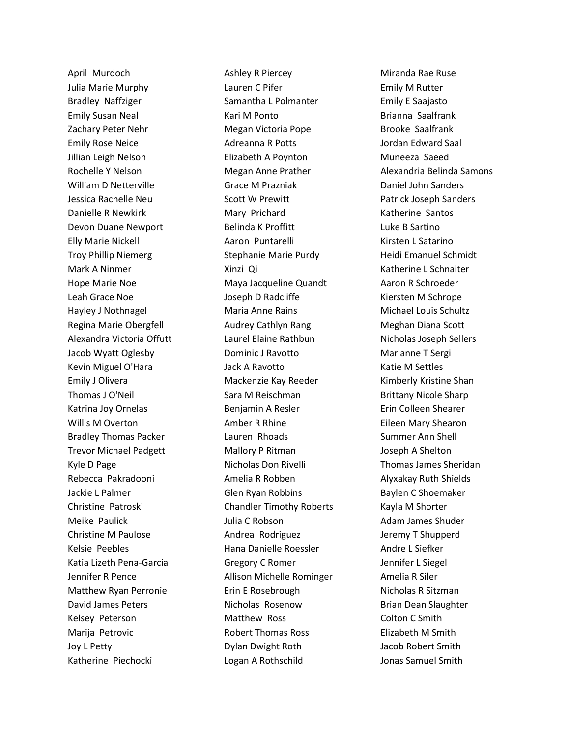April Murdoch
Julia Marie Murphy
Bradley Naffziger
Emily Susan Neal
Zachary Peter Nehr
Emily Rose Neice
Jillian Leigh Nelson
Rochelle Y Nelson
William D Netterville
Jessica Rachelle Neu
Danielle R Newkirk
Devon Duane Newport
Elly Marie Nickell
Troy Phillip Niemerg
Mark A Ninmer
Hope Marie Noe
Leah Grace Noe
Hayley J Nothnagel
Regina Marie Obergfell
Alexandra Victoria Offutt
Jacob Wyatt Oglesby
Kevin Miguel O'Hara
Emily J Olivera
Thomas J O'Neil
Katrina Joy Ornelas
Willis M Overton
Bradley Thomas Packer
Trevor Michael Padgett
Kyle D Page
Rebecca Pakradooni
Jackie L Palmer
Christine Patroski
Meike Paulick
Christine M Paulose
Kelsie Peebles
Katia Lizeth Pena-Garcia
Jennifer R Pence
Matthew Ryan Perronie
David James Peters
Kelsey Peterson
Marija Petrovic
Joy L Petty
Katherine Piechocki
Ashley R Piercey
Lauren C Pifer
Samantha L Polmanter
Kari M Ponto
Megan Victoria Pope
Adreanna R Potts
Elizabeth A Poynton
Megan Anne Prather
Grace M Prazniak
Scott W Prewitt
Mary Prichard
Belinda K Proffitt
Aaron Puntarelli
Stephanie Marie Purdy
Xinzi Qi
Maya Jacqueline Quandt
Joseph D Radcliffe
Maria Anne Rains
Audrey Cathlyn Rang
Laurel Elaine Rathbun
Dominic J Ravotto
Jack A Ravotto
Mackenzie Kay Reeder
Sara M Reischman
Benjamin A Resler
Amber R Rhine
Lauren Rhoads
Mallory P Ritman
Nicholas Don Rivelli
Amelia R Robben
Glen Ryan Robbins
Chandler Timothy Roberts
Julia C Robson
Andrea Rodriguez
Hana Danielle Roessler
Gregory C Romer
Allison Michelle Rominger
Erin E Rosebrough
Nicholas Rosenow
Matthew Ross
Robert Thomas Ross
Dylan Dwight Roth
Logan A Rothschild
Miranda Rae Ruse
Emily M Rutter
Emily E Saajasto
Brianna Saalfrank
Brooke Saalfrank
Jordan Edward Saal
Muneeza Saeed
Alexandria Belinda Samons
Daniel John Sanders
Patrick Joseph Sanders
Katherine Santos
Luke B Sartino
Kirsten L Satarino
Heidi Emanuel Schmidt
Katherine L Schnaiter
Aaron R Schroeder
Kiersten M Schrope
Michael Louis Schultz
Meghan Diana Scott
Nicholas Joseph Sellers
Marianne T Sergi
Katie M Settles
Kimberly Kristine Shan
Brittany Nicole Sharp
Erin Colleen Shearer
Eileen Mary Shearon
Summer Ann Shell
Joseph A Shelton
Thomas James Sheridan
Alyxakay Ruth Shields
Baylen C Shoemaker
Kayla M Shorter
Adam James Shuder
Jeremy T Shupperd
Andre L Siefker
Jennifer L Siegel
Amelia R Siler
Nicholas R Sitzman
Brian Dean Slaughter
Colton C Smith
Elizabeth M Smith
Jacob Robert Smith
Jonas Samuel Smith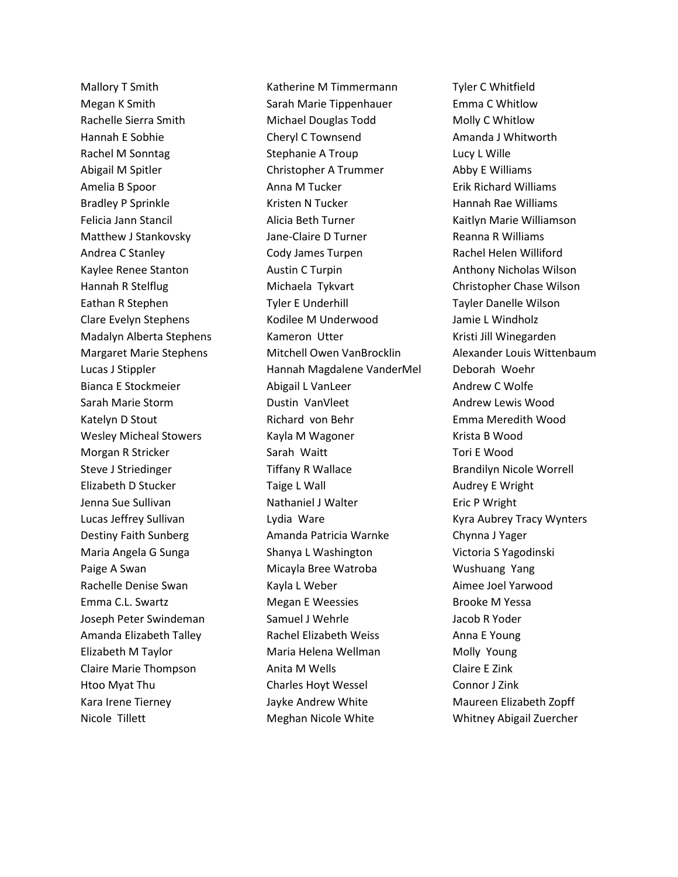Mallory T Smith
Megan K Smith
Rachelle Sierra Smith
Hannah E Sobhie
Rachel M Sonntag
Abigail M Spitler
Amelia B Spoor
Bradley P Sprinkle
Felicia Jann Stancil
Matthew J Stankovsky
Andrea C Stanley
Kaylee Renee Stanton
Hannah R Stelflug
Eathan R Stephen
Clare Evelyn Stephens
Madalyn Alberta Stephens
Margaret Marie Stephens
Lucas J Stippler
Bianca E Stockmeier
Sarah Marie Storm
Katelyn D Stout
Wesley Micheal Stowers
Morgan R Stricker
Steve J Striedinger
Elizabeth D Stucker
Jenna Sue Sullivan
Lucas Jeffrey Sullivan
Destiny Faith Sunberg
Maria Angela G Sunga
Paige A Swan
Rachelle Denise Swan
Emma C.L. Swartz
Joseph Peter Swindeman
Amanda Elizabeth Talley
Elizabeth M Taylor
Claire Marie Thompson
Htoo Myat Thu
Kara Irene Tierney
Nicole Tillett
Katherine M Timmermann
Sarah Marie Tippenhauer
Michael Douglas Todd
Cheryl C Townsend
Stephanie A Troup
Christopher A Trummer
Anna M Tucker
Kristen N Tucker
Alicia Beth Turner
Jane-Claire D Turner
Cody James Turpen
Austin C Turpin
Michaela Tykvart
Tyler E Underhill
Kodilee M Underwood
Kameron Utter
Mitchell Owen VanBrocklin
Hannah Magdalene VanderMel
Abigail L VanLeer
Dustin VanVleet
Richard von Behr
Kayla M Wagoner
Sarah Waitt
Tiffany R Wallace
Taige L Wall
Nathaniel J Walter
Lydia Ware
Amanda Patricia Warnke
Shanya L Washington
Micayla Bree Watroba
Kayla L Weber
Megan E Weessies
Samuel J Wehrle
Rachel Elizabeth Weiss
Maria Helena Wellman
Anita M Wells
Charles Hoyt Wessel
Jayke Andrew White
Meghan Nicole White
Tyler C Whitfield
Emma C Whitlow
Molly C Whitlow
Amanda J Whitworth
Lucy L Wille
Abby E Williams
Erik Richard Williams
Hannah Rae Williams
Kaitlyn Marie Williamson
Reanna R Williams
Rachel Helen Williford
Anthony Nicholas Wilson
Christopher Chase Wilson
Tayler Danelle Wilson
Jamie L Windholz
Kristi Jill Winegarden
Alexander Louis Wittenbaum
Deborah Woehr
Andrew C Wolfe
Andrew Lewis Wood
Emma Meredith Wood
Krista B Wood
Tori E Wood
Brandilyn Nicole Worrell
Audrey E Wright
Eric P Wright
Kyra Aubrey Tracy Wynters
Chynna J Yager
Victoria S Yagodinski
Wushuang Yang
Aimee Joel Yarwood
Brooke M Yessa
Jacob R Yoder
Anna E Young
Molly Young
Claire E Zink
Connor J Zink
Maureen Elizabeth Zopff
Whitney Abigail Zuercher